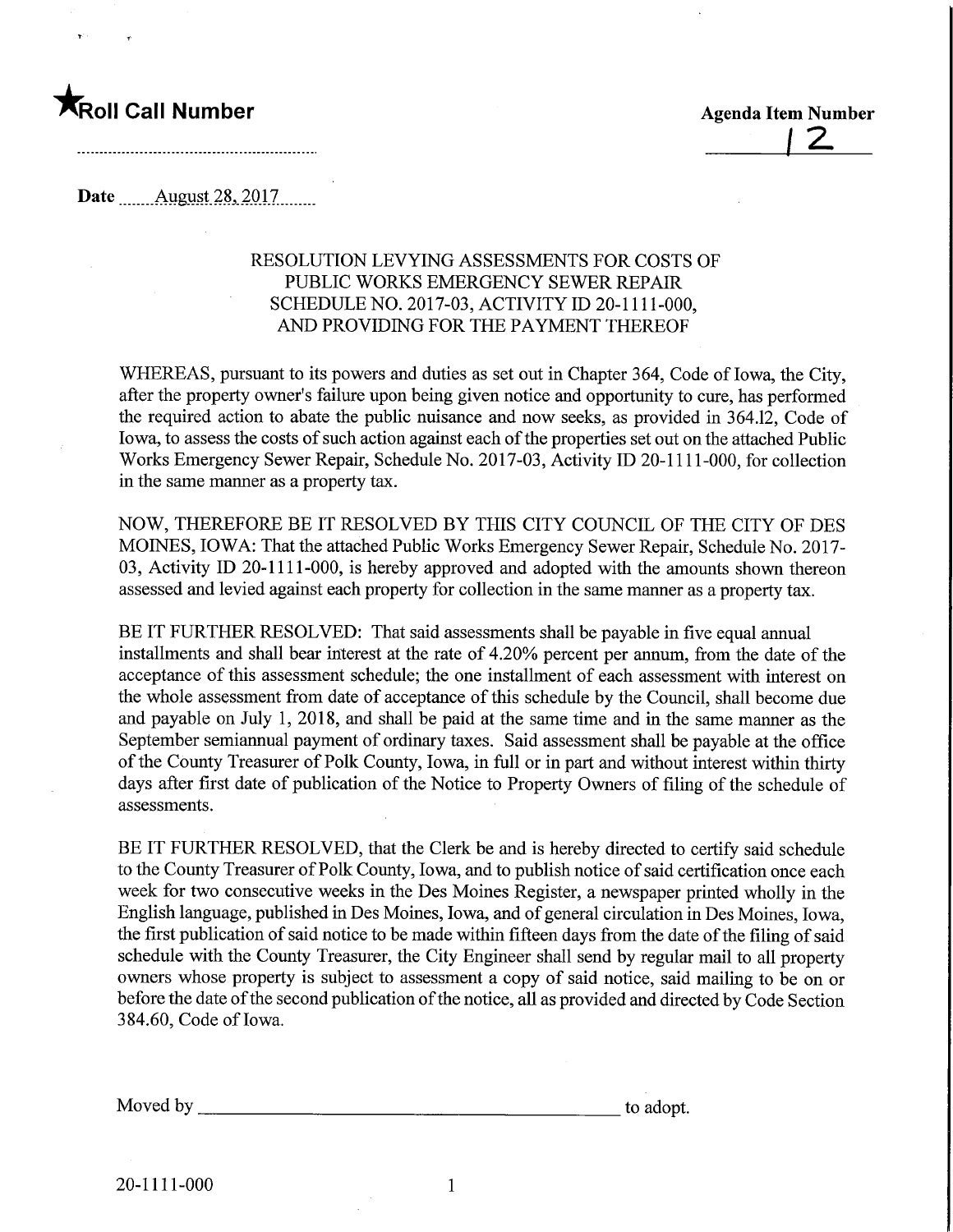★Roll Call Number

Agenda Item Number

12

Date August 28, 2017

## RESOLUTION LEVYING ASSESSMENTS FOR COSTS OF PUBLIC WORKS EMERGENCY SEWER REPAIR SCHEDULE NO. 2017-03, ACTIVITY ID 20-1111-000, AND PROVIDING FOR THE PAYMENT THEREOF

WHEREAS, pursuant to its powers and duties as set out in Chapter 364, Code of Iowa, the City, after the property owner's failure upon being given notice and opportunity to cure, has performed the required action to abate the public nuisance and now seeks, as provided in 364.12, Code of Iowa, to assess the costs of such action against each of the properties set out on the attached Public Works Emergency Sewer Repair, Schedule No. 2017-03, Activity ID 20-1111-000, for collection in the same manner as a property tax.

NOW, THEREFORE BE IT RESOLVED BY THIS CITY COUNCIL OF THE CITY OF DES MOINES, IOWA: That the attached Public Works Emergency Sewer Repair, Schedule No. 2017-03, Activity ID 20-1111-000, is hereby approved and adopted with the amounts shown thereon assessed and levied against each property for collection in the same manner as a property tax.

BE IT FURTHER RESOLVED: That said assessments shall be payable in five equal annual installments and shall bear interest at the rate of 4.20% percent per annum, from the date of the acceptance of this assessment schedule; the one installment of each assessment with interest on the whole assessment from date of acceptance of this schedule by the Council, shall become due and payable on July 1, 2018, and shall be paid at the same time and in the same manner as the September semiannual payment of ordinary taxes. Said assessment shall be payable at the office of the County Treasurer of Polk County, Iowa, in full or in part and without interest within thirty days after first date of publication of the Notice to Property Owners of filing of the schedule of assessments.

BE IT FURTHER RESOLVED, that the Clerk be and is hereby directed to certify said schedule to the County Treasurer of Polk County, Iowa, and to publish notice of said certification once each week for two consecutive weeks in the Des Moines Register, a newspaper printed wholly in the English language, published in Des Moines, Iowa, and of general circulation in Des Moines, Iowa, the first publication of said notice to be made within fifteen days from the date of the filing of said schedule with the County Treasurer, the City Engineer shall send by regular mail to all property owners whose property is subject to assessment a copy of said notice, said mailing to be on or before the date of the second publication of the notice, all as provided and directed by Code Section 384.60, Code of Iowa.

Moved by ______________________________ to adopt.

20-1111-000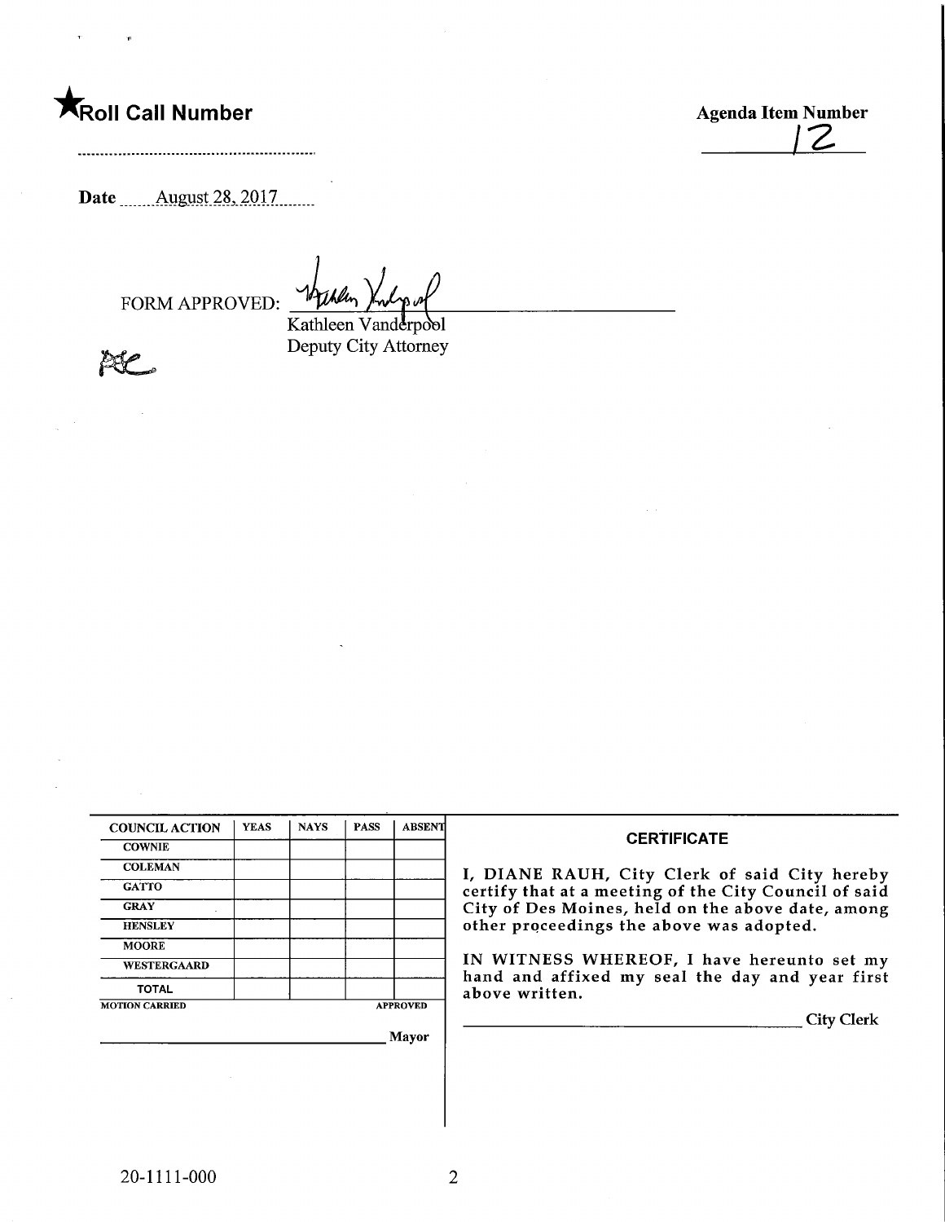★Roll Call Number

Agenda Item Number

12

Date August 28, 2017

FORM APPROVED: Kathleen Vanderpool

Kathleen Vanderpool
Deputy City Attorney

| COUNCIL ACTION | YEAS | NAYS | PASS | ABSENT |
|---|---|---|---|---|
| COWNIE | | | | |
| COLEMAN | | | | |
| GATTO | | | | |
| GRAY | | | | |
| HENSLEY | | | | |
| MOORE | | | | |
| WESTERGAARD | | | | |
| TOTAL | | | | |

MOTION CARRIED APPROVED

_______________________________ Mayor

**CERTIFICATE**

I, DIANE RAUH, City Clerk of said City hereby certify that at a meeting of the City Council of said City of Des Moines, held on the above date, among other proceedings the above was adopted.

IN WITNESS WHEREOF, I have hereunto set my hand and affixed my seal the day and year first above written.

_______________________________ City Clerk

20-1111-000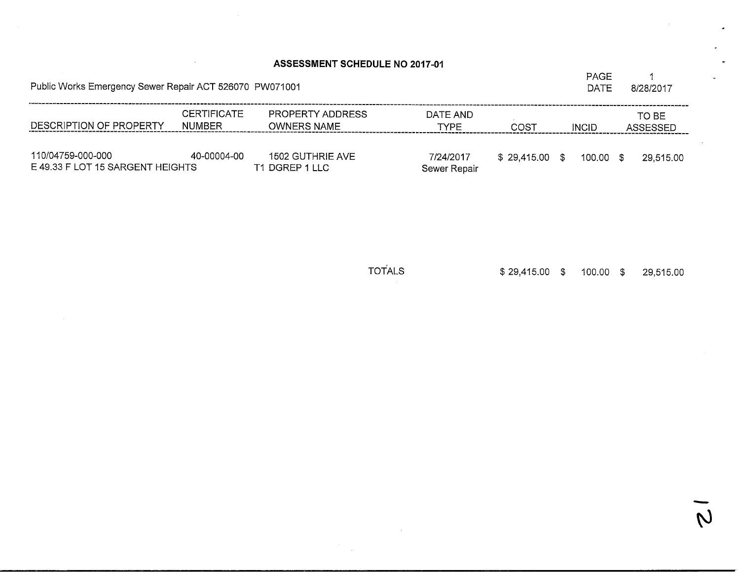## ASSESSMENT SCHEDULE NO 2017-01

Public Works Emergency Sewer Repair ACT 526070 PW071001

PAGE 1
DATE 8/28/2017

| DESCRIPTION OF PROPERTY | CERTIFICATE NUMBER | PROPERTY ADDRESS OWNERS NAME | DATE AND TYPE | COST | INCID | TO BE ASSESSED |
|---|---|---|---|---|---|---|
| 110/04759-000-000 E 49.33 F LOT 15 SARGENT HEIGHTS | 40-00004-00 | 1502 GUTHRIE AVE T1 DGREP 1 LLC | 7/24/2017 Sewer Repair | $ 29,415.00 | $ 100.00 | $ 29,515.00 |
| | | TOTALS | | $ 29,415.00 | $ 100.00 | $ 29,515.00 |